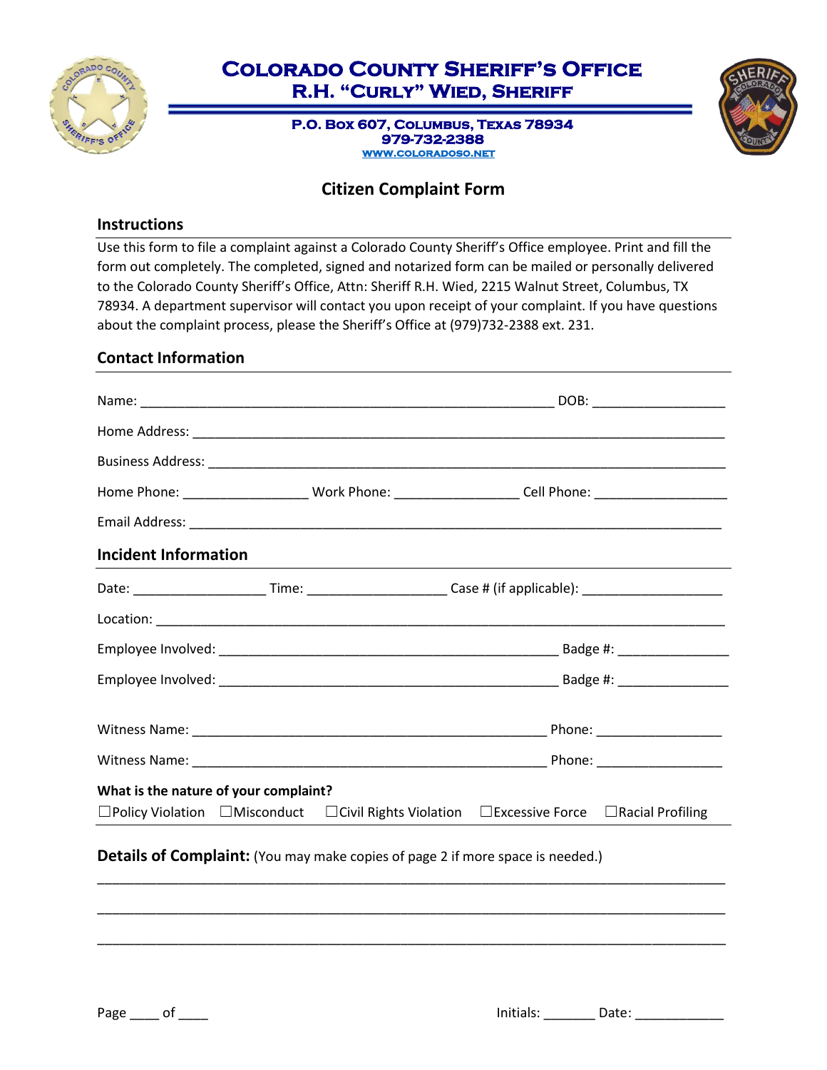# Colorado County Sheriff's Office

## R.H. "Curly" Wied, Sheriff

**P.O. Box 607, Columbus, Texas 78934**
**979-732-2388**
**WWW.COLORADOSO.NET**

## Citizen Complaint Form

### Instructions

Use this form to file a complaint against a Colorado County Sheriff's Office employee. Print and fill the form out completely. The completed, signed and notarized form can be mailed or personally delivered to the Colorado County Sheriff's Office, Attn: Sheriff R.H. Wied, 2215 Walnut Street, Columbus, TX 78934. A department supervisor will contact you upon receipt of your complaint. If you have questions about the complaint process, please the Sheriff's Office at (979)732-2388 ext. 231.

### Contact Information

Name: ____________________________________________ DOB: ______________

Home Address: ____________________________________________________________

Business Address: __________________________________________________________

Home Phone: _______________ Work Phone: _______________ Cell Phone: ________________

Email Address: _____________________________________________________________

### Incident Information

Date: ________________ Time: ________________ Case # (if applicable): _________________

Location: _________________________________________________________________

Employee Involved: ______________________________________ Badge #: _____________

Employee Involved: ______________________________________ Badge #: _____________

Witness Name: _________________________________________ Phone: _______________

Witness Name: _________________________________________ Phone: _______________

**What is the nature of your complaint?**

☐Policy Violation ☐Misconduct ☐Civil Rights Violation ☐Excessive Force ☐Racial Profiling

**Details of Complaint:** (You may make copies of page 2 if more space is needed.)

_________________________________________________________________________

_________________________________________________________________________

_________________________________________________________________________

Page ____ of ____ Initials: _______ Date: ____________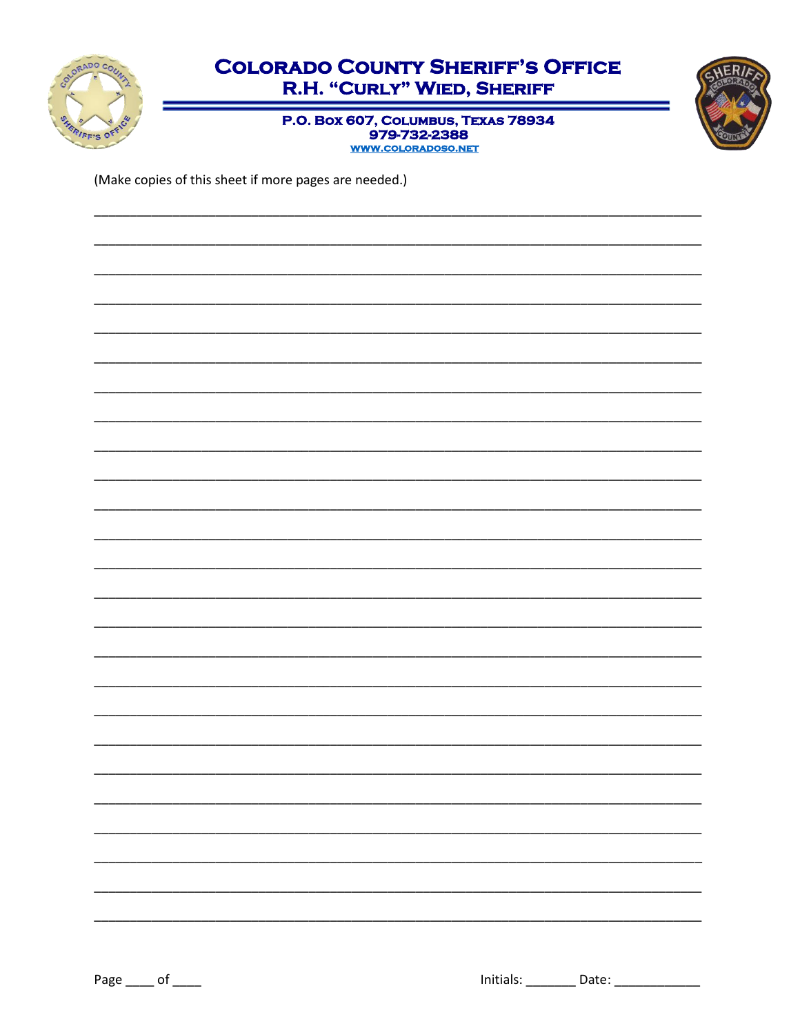# Colorado County Sheriff's Office

## R.H. "Curly" Wied, Sheriff

P.O. Box 607, Columbus, Texas 78934
979-732-2388
www.coloradoso.net

(Make copies of this sheet if more pages are needed.)

_______________________________________________________________________________

_______________________________________________________________________________

_______________________________________________________________________________

_______________________________________________________________________________

_______________________________________________________________________________

_______________________________________________________________________________

_______________________________________________________________________________

_______________________________________________________________________________

_______________________________________________________________________________

_______________________________________________________________________________

_______________________________________________________________________________

_______________________________________________________________________________

_______________________________________________________________________________

_______________________________________________________________________________

_______________________________________________________________________________

_______________________________________________________________________________

_______________________________________________________________________________

_______________________________________________________________________________

_______________________________________________________________________________

_______________________________________________________________________________

_______________________________________________________________________________

_______________________________________________________________________________

_______________________________________________________________________________

_______________________________________________________________________________

_______________________________________________________________________________

Page ____ of ____ Initials: _______ Date: ____________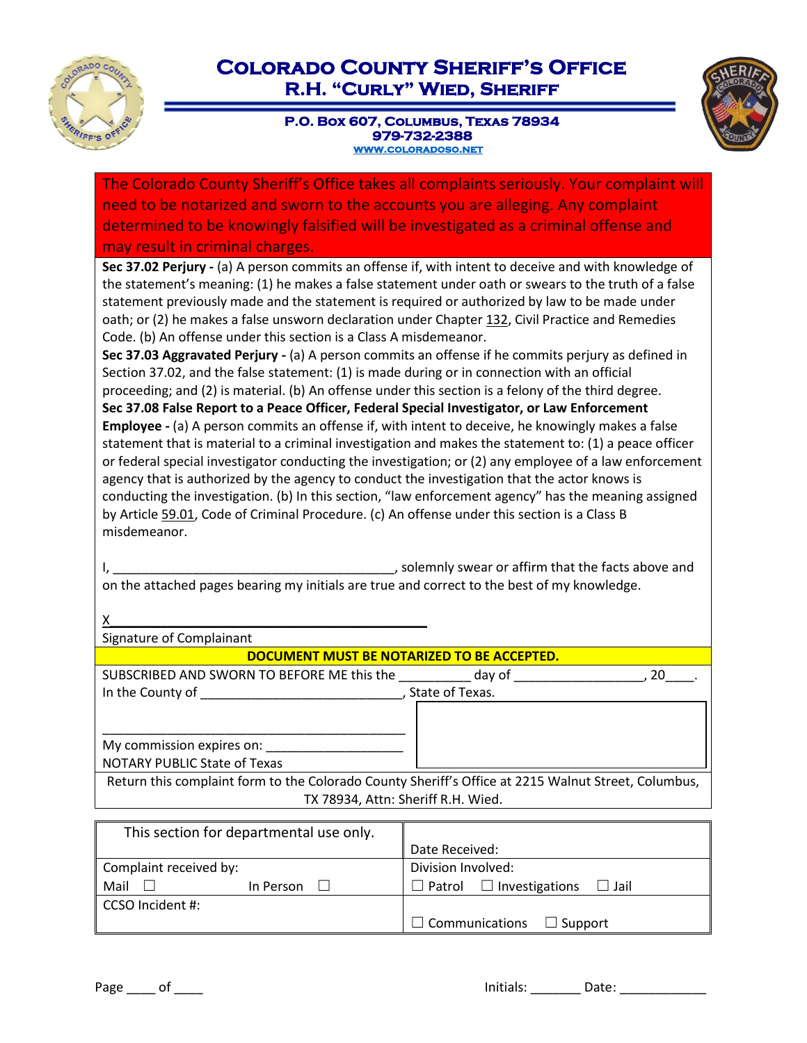# Colorado County Sheriff's Office

## R.H. "Curly" Wied, Sheriff

**P.O. Box 607, Columbus, Texas 78934**
**979-732-2388**
**WWW.COLORADOSO.NET**

The Colorado County Sheriff's Office takes all complaints seriously. Your complaint will need to be notarized and sworn to the accounts you are alleging. Any complaint determined to be knowingly falsified will be investigated as a criminal offense and may result in criminal charges.

**Sec 37.02 Perjury -** (a) A person commits an offense if, with intent to deceive and with knowledge of the statement's meaning: (1) he makes a false statement under oath or swears to the truth of a false statement previously made and the statement is required or authorized by law to be made under oath; or (2) he makes a false unsworn declaration under Chapter 132, Civil Practice and Remedies Code. (b) An offense under this section is a Class A misdemeanor.

**Sec 37.03 Aggravated Perjury -** (a) A person commits an offense if he commits perjury as defined in Section 37.02, and the false statement: (1) is made during or in connection with an official proceeding; and (2) is material. (b) An offense under this section is a felony of the third degree.

**Sec 37.08 False Report to a Peace Officer, Federal Special Investigator, or Law Enforcement Employee -** (a) A person commits an offense if, with intent to deceive, he knowingly makes a false statement that is material to a criminal investigation and makes the statement to: (1) a peace officer or federal special investigator conducting the investigation; or (2) any employee of a law enforcement agency that is authorized by the agency to conduct the investigation that the actor knows is conducting the investigation. (b) In this section, "law enforcement agency" has the meaning assigned by Article 59.01, Code of Criminal Procedure. (c) An offense under this section is a Class B misdemeanor.

I, ________________________________________, solemnly swear or affirm that the facts above and on the attached pages bearing my initials are true and correct to the best of my knowledge.

X_____________________________________________

Signature of Complainant

**DOCUMENT MUST BE NOTARIZED TO BE ACCEPTED.**

SUBSCRIBED AND SWORN TO BEFORE ME this the __________ day of __________________, 20____.
In the County of _____________________________, State of Texas.

_____________________________________________

My commission expires on: ___________________

NOTARY PUBLIC State of Texas

Return this complaint form to the Colorado County Sheriff's Office at 2215 Walnut Street, Columbus, TX 78934, Attn: Sheriff R.H. Wied.

| | |
|---|---|
| This section for departmental use only. | Date Received: |
| Complaint received by:<br>Mail ☐ In Person ☐ | Division Involved:<br>☐ Patrol ☐ Investigations ☐ Jail |
| CCSO Incident #: | ☐ Communications ☐ Support |

Page ____ of ____ Initials: _______ Date: ____________